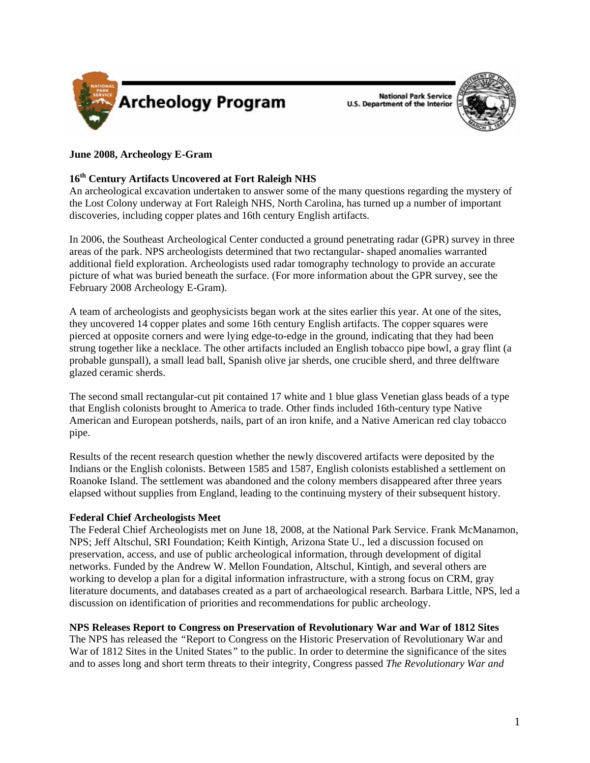**June 2008, Archeology E-Gram**

**16th Century Artifacts Uncovered at Fort Raleigh NHS**

An archeological excavation undertaken to answer some of the many questions regarding the mystery of the Lost Colony underway at Fort Raleigh NHS, North Carolina, has turned up a number of important discoveries, including copper plates and 16th century English artifacts.

In 2006, the Southeast Archeological Center conducted a ground penetrating radar (GPR) survey in three areas of the park. NPS archeologists determined that two rectangular- shaped anomalies warranted additional field exploration. Archeologists used radar tomography technology to provide an accurate picture of what was buried beneath the surface. (For more information about the GPR survey, see the February 2008 Archeology E-Gram).

A team of archeologists and geophysicists began work at the sites earlier this year. At one of the sites, they uncovered 14 copper plates and some 16th century English artifacts. The copper squares were pierced at opposite corners and were lying edge-to-edge in the ground, indicating that they had been strung together like a necklace. The other artifacts included an English tobacco pipe bowl, a gray flint (a probable gunspall), a small lead ball, Spanish olive jar sherds, one crucible sherd, and three delftware glazed ceramic sherds.

The second small rectangular-cut pit contained 17 white and 1 blue glass Venetian glass beads of a type that English colonists brought to America to trade. Other finds included 16th-century type Native American and European potsherds, nails, part of an iron knife, and a Native American red clay tobacco pipe.

Results of the recent research question whether the newly discovered artifacts were deposited by the Indians or the English colonists. Between 1585 and 1587, English colonists established a settlement on Roanoke Island. The settlement was abandoned and the colony members disappeared after three years elapsed without supplies from England, leading to the continuing mystery of their subsequent history.

**Federal Chief Archeologists Meet**

The Federal Chief Archeologists met on June 18, 2008, at the National Park Service. Frank McManamon, NPS; Jeff Altschul, SRI Foundation; Keith Kintigh, Arizona State U., led a discussion focused on preservation, access, and use of public archeological information, through development of digital networks. Funded by the Andrew W. Mellon Foundation, Altschul, Kintigh, and several others are working to develop a plan for a digital information infrastructure, with a strong focus on CRM, gray literature documents, and databases created as a part of archaeological research. Barbara Little, NPS, led a discussion on identification of priorities and recommendations for public archeology.

**NPS Releases Report to Congress on Preservation of Revolutionary War and War of 1812 Sites**

The NPS has released the "Report to Congress on the Historic Preservation of Revolutionary War and War of 1812 Sites in the United States" to the public. In order to determine the significance of the sites and to asses long and short term threats to their integrity, Congress passed *The Revolutionary War and*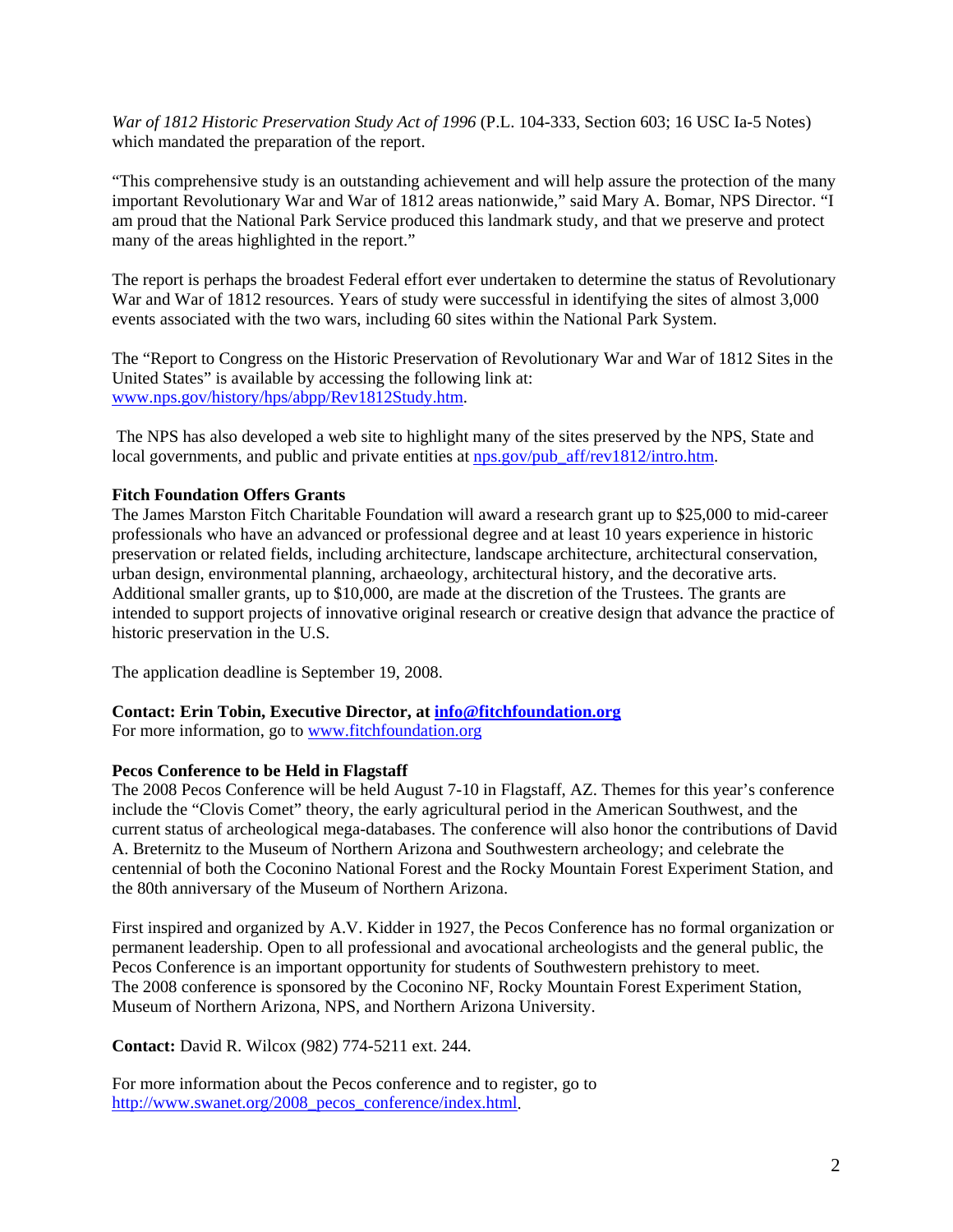*War of 1812 Historic Preservation Study Act of 1996* (P.L. 104-333, Section 603; 16 USC Ia-5 Notes) which mandated the preparation of the report.

"This comprehensive study is an outstanding achievement and will help assure the protection of the many important Revolutionary War and War of 1812 areas nationwide," said Mary A. Bomar, NPS Director. "I am proud that the National Park Service produced this landmark study, and that we preserve and protect many of the areas highlighted in the report."

The report is perhaps the broadest Federal effort ever undertaken to determine the status of Revolutionary War and War of 1812 resources. Years of study were successful in identifying the sites of almost 3,000 events associated with the two wars, including 60 sites within the National Park System.

The "Report to Congress on the Historic Preservation of Revolutionary War and War of 1812 Sites in the United States" is available by accessing the following link at: www.nps.gov/history/hps/abpp/Rev1812Study.htm.

The NPS has also developed a web site to highlight many of the sites preserved by the NPS, State and local governments, and public and private entities at nps.gov/pub_aff/rev1812/intro.htm.

**Fitch Foundation Offers Grants**

The James Marston Fitch Charitable Foundation will award a research grant up to $25,000 to mid-career professionals who have an advanced or professional degree and at least 10 years experience in historic preservation or related fields, including architecture, landscape architecture, architectural conservation, urban design, environmental planning, archaeology, architectural history, and the decorative arts. Additional smaller grants, up to $10,000, are made at the discretion of the Trustees. The grants are intended to support projects of innovative original research or creative design that advance the practice of historic preservation in the U.S.

The application deadline is September 19, 2008.

**Contact: Erin Tobin, Executive Director, at info@fitchfoundation.org**
For more information, go to www.fitchfoundation.org

**Pecos Conference to be Held in Flagstaff**

The 2008 Pecos Conference will be held August 7-10 in Flagstaff, AZ. Themes for this year's conference include the "Clovis Comet" theory, the early agricultural period in the American Southwest, and the current status of archeological mega-databases. The conference will also honor the contributions of David A. Breternitz to the Museum of Northern Arizona and Southwestern archeology; and celebrate the centennial of both the Coconino National Forest and the Rocky Mountain Forest Experiment Station, and the 80th anniversary of the Museum of Northern Arizona.

First inspired and organized by A.V. Kidder in 1927, the Pecos Conference has no formal organization or permanent leadership. Open to all professional and avocational archeologists and the general public, the Pecos Conference is an important opportunity for students of Southwestern prehistory to meet. The 2008 conference is sponsored by the Coconino NF, Rocky Mountain Forest Experiment Station, Museum of Northern Arizona, NPS, and Northern Arizona University.

**Contact:** David R. Wilcox (982) 774-5211 ext. 244.

For more information about the Pecos conference and to register, go to http://www.swanet.org/2008_pecos_conference/index.html.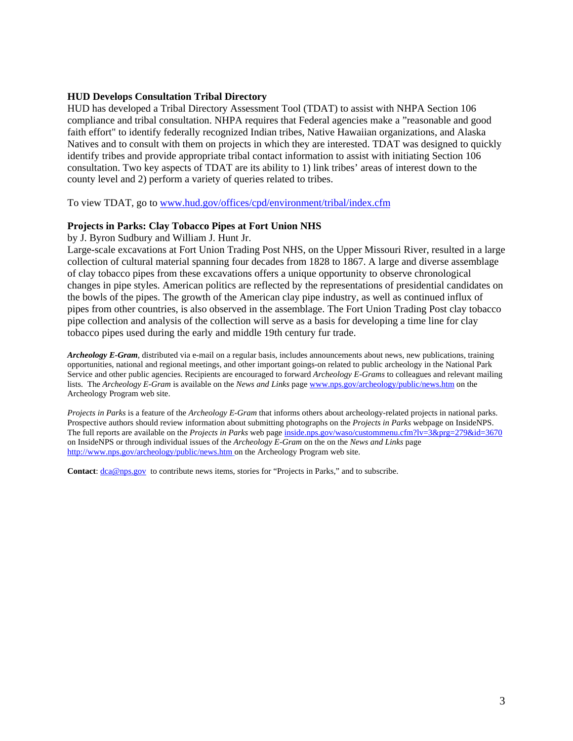### HUD Develops Consultation Tribal Directory

HUD has developed a Tribal Directory Assessment Tool (TDAT) to assist with NHPA Section 106 compliance and tribal consultation. NHPA requires that Federal agencies make a "reasonable and good faith effort" to identify federally recognized Indian tribes, Native Hawaiian organizations, and Alaska Natives and to consult with them on projects in which they are interested. TDAT was designed to quickly identify tribes and provide appropriate tribal contact information to assist with initiating Section 106 consultation. Two key aspects of TDAT are its ability to 1) link tribes' areas of interest down to the county level and 2) perform a variety of queries related to tribes.

To view TDAT, go to [www.hud.gov/offices/cpd/environment/tribal/index.cfm](www.hud.gov/offices/cpd/environment/tribal/index.cfm)

### Projects in Parks: Clay Tobacco Pipes at Fort Union NHS

by J. Byron Sudbury and William J. Hunt Jr.

Large-scale excavations at Fort Union Trading Post NHS, on the Upper Missouri River, resulted in a large collection of cultural material spanning four decades from 1828 to 1867. A large and diverse assemblage of clay tobacco pipes from these excavations offers a unique opportunity to observe chronological changes in pipe styles. American politics are reflected by the representations of presidential candidates on the bowls of the pipes. The growth of the American clay pipe industry, as well as continued influx of pipes from other countries, is also observed in the assemblage. The Fort Union Trading Post clay tobacco pipe collection and analysis of the collection will serve as a basis for developing a time line for clay tobacco pipes used during the early and middle 19th century fur trade.

***Archeology E-Gram***, distributed via e-mail on a regular basis, includes announcements about news, new publications, training opportunities, national and regional meetings, and other important goings-on related to public archeology in the National Park Service and other public agencies. Recipients are encouraged to forward *Archeology E-Grams* to colleagues and relevant mailing lists. The *Archeology E-Gram* is available on the *News and Links* page [www.nps.gov/archeology/public/news.htm](www.nps.gov/archeology/public/news.htm) on the Archeology Program web site.

*Projects in Parks* is a feature of the *Archeology E-Gram* that informs others about archeology-related projects in national parks. Prospective authors should review information about submitting photographs on the *Projects in Parks* webpage on InsideNPS. The full reports are available on the *Projects in Parks* web page [inside.nps.gov/waso/custommenu.cfm?lv=3&prg=279&id=3670](inside.nps.gov/waso/custommenu.cfm?lv=3&prg=279&id=3670) on InsideNPS or through individual issues of the *Archeology E-Gram* on the on the *News and Links* page [http://www.nps.gov/archeology/public/news.htm](http://www.nps.gov/archeology/public/news.htm) on the Archeology Program web site.

**Contact**: [dca@nps.gov](mailto:dca@nps.gov) to contribute news items, stories for "Projects in Parks," and to subscribe.